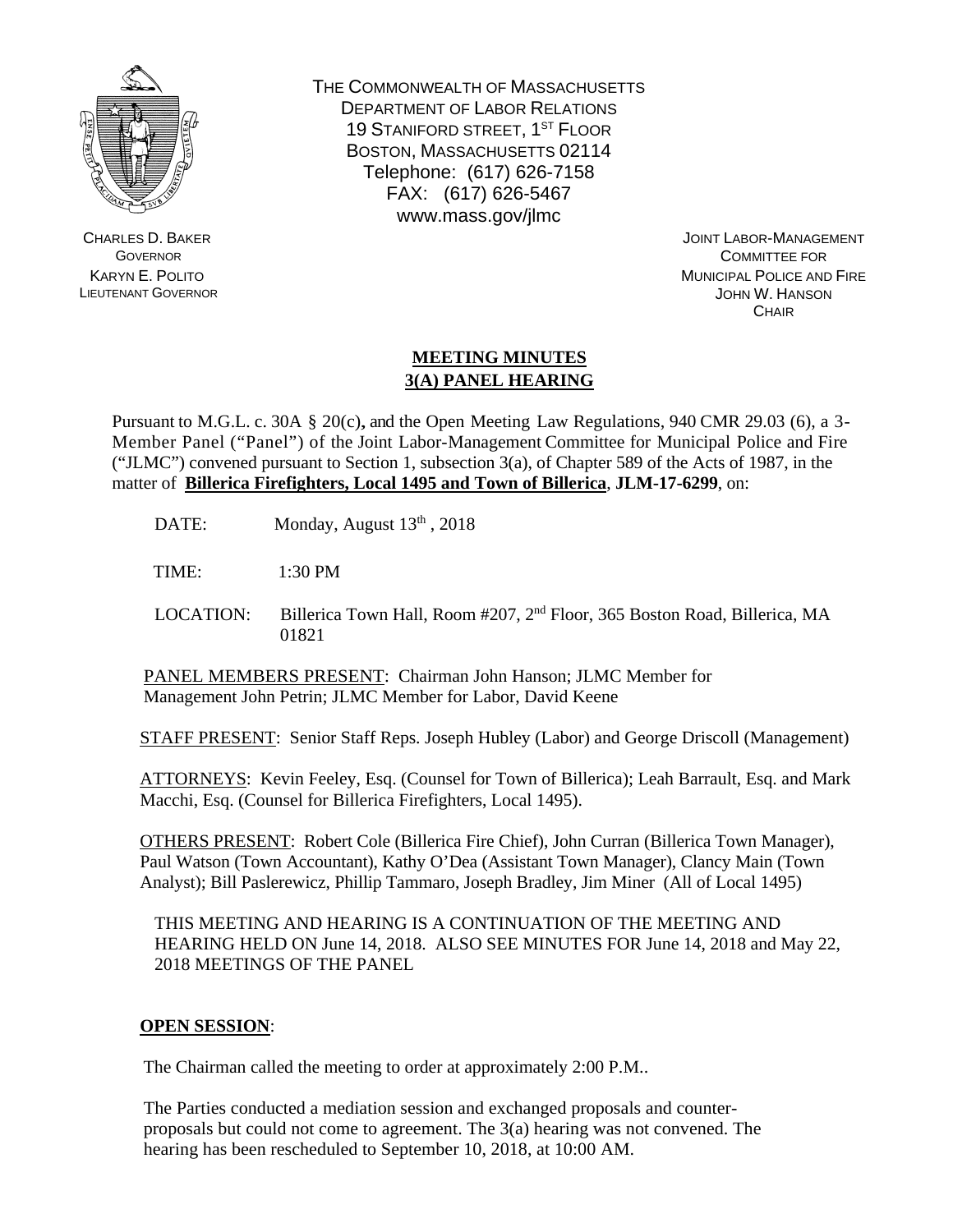THE COMMONWEALTH OF MASSACHUSETTS
DEPARTMENT OF LABOR RELATIONS
19 STANIFORD STREET, 1ST FLOOR
BOSTON, MASSACHUSETTS 02114
Telephone: (617) 626-7158
FAX: (617) 626-5467
www.mass.gov/jlmc

CHARLES D. BAKER
GOVERNOR
KARYN E. POLITO
LIEUTENANT GOVERNOR

JOINT LABOR-MANAGEMENT
COMMITTEE FOR
MUNICIPAL POLICE AND FIRE
JOHN W. HANSON
CHAIR

# MEETING MINUTES
## 3(A) PANEL HEARING

Pursuant to M.G.L. c. 30A § 20(c), and the Open Meeting Law Regulations, 940 CMR 29.03 (6), a 3-Member Panel ("Panel") of the Joint Labor-Management Committee for Municipal Police and Fire ("JLMC") convened pursuant to Section 1, subsection 3(a), of Chapter 589 of the Acts of 1987, in the matter of **Billerica Firefighters, Local 1495 and Town of Billerica**, **JLM-17-6299**, on:

DATE: Monday, August 13th , 2018

TIME: 1:30 PM

LOCATION: Billerica Town Hall, Room #207, 2nd Floor, 365 Boston Road, Billerica, MA 01821

PANEL MEMBERS PRESENT: Chairman John Hanson; JLMC Member for Management John Petrin; JLMC Member for Labor, David Keene

STAFF PRESENT: Senior Staff Reps. Joseph Hubley (Labor) and George Driscoll (Management)

ATTORNEYS: Kevin Feeley, Esq. (Counsel for Town of Billerica); Leah Barrault, Esq. and Mark Macchi, Esq. (Counsel for Billerica Firefighters, Local 1495).

OTHERS PRESENT: Robert Cole (Billerica Fire Chief), John Curran (Billerica Town Manager), Paul Watson (Town Accountant), Kathy O'Dea (Assistant Town Manager), Clancy Main (Town Analyst); Bill Paslerewicz, Phillip Tammaro, Joseph Bradley, Jim Miner (All of Local 1495)

THIS MEETING AND HEARING IS A CONTINUATION OF THE MEETING AND HEARING HELD ON June 14, 2018. ALSO SEE MINUTES FOR June 14, 2018 and May 22, 2018 MEETINGS OF THE PANEL

**OPEN SESSION**:

The Chairman called the meeting to order at approximately 2:00 P.M..

The Parties conducted a mediation session and exchanged proposals and counter-proposals but could not come to agreement. The 3(a) hearing was not convened. The hearing has been rescheduled to September 10, 2018, at 10:00 AM.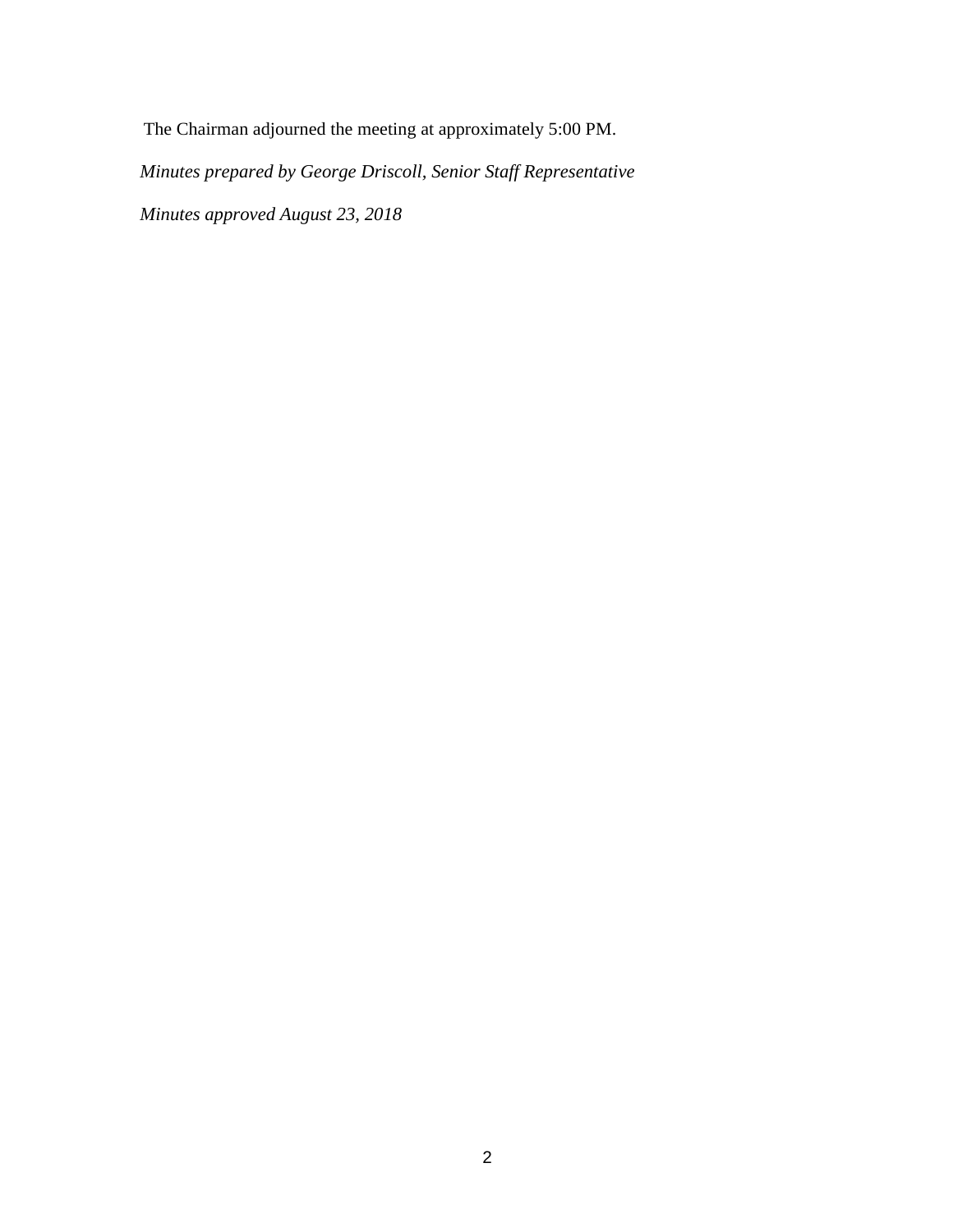The Chairman adjourned the meeting at approximately 5:00 PM.

*Minutes prepared by George Driscoll, Senior Staff Representative*

*Minutes approved August 23, 2018*